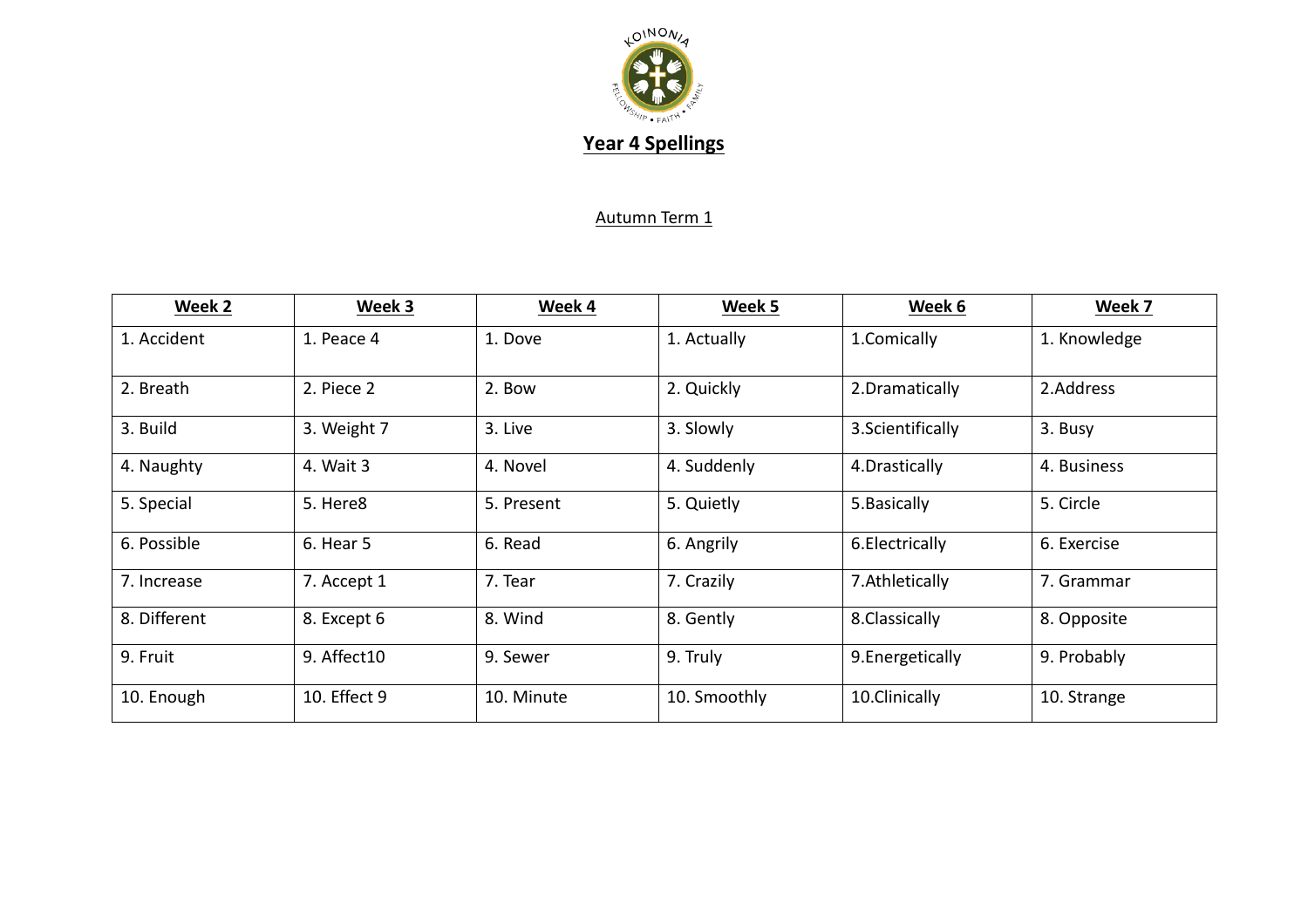## Year 4 Spellings

Autumn Term 1

| Week 2 | Week 3 | Week 4 | Week 5 | Week 6 | Week 7 |
|---|---|---|---|---|---|
| 1. Accident | 1. Peace 4 | 1. Dove | 1. Actually | 1.Comically | 1. Knowledge |
| 2. Breath | 2. Piece 2 | 2. Bow | 2. Quickly | 2.Dramatically | 2.Address |
| 3. Build | 3. Weight 7 | 3. Live | 3. Slowly | 3.Scientifically | 3. Busy |
| 4. Naughty | 4. Wait 3 | 4. Novel | 4. Suddenly | 4.Drastically | 4. Business |
| 5. Special | 5. Here8 | 5. Present | 5. Quietly | 5.Basically | 5. Circle |
| 6. Possible | 6. Hear 5 | 6. Read | 6. Angrily | 6.Electrically | 6. Exercise |
| 7. Increase | 7. Accept 1 | 7. Tear | 7. Crazily | 7.Athletically | 7. Grammar |
| 8. Different | 8. Except 6 | 8. Wind | 8. Gently | 8.Classically | 8. Opposite |
| 9. Fruit | 9. Affect10 | 9. Sewer | 9. Truly | 9.Energetically | 9. Probably |
| 10. Enough | 10. Effect 9 | 10. Minute | 10. Smoothly | 10.Clinically | 10. Strange |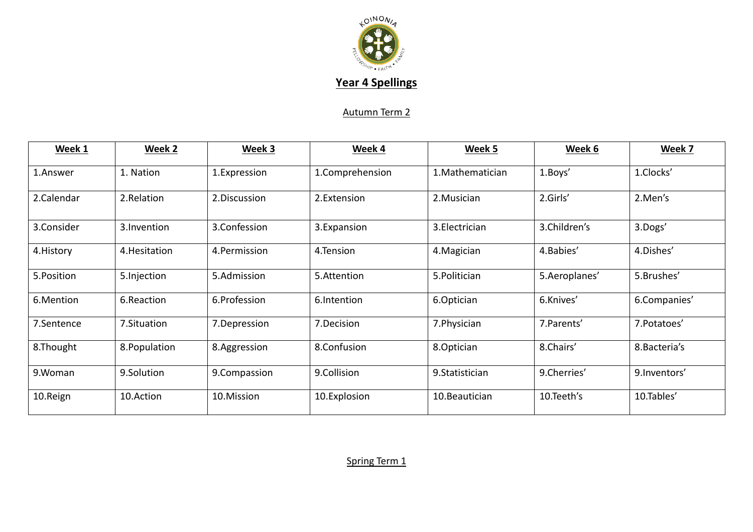## Year 4 Spellings

Autumn Term 2

| Week 1 | Week 2 | Week 3 | Week 4 | Week 5 | Week 6 | Week 7 |
|---|---|---|---|---|---|---|
| 1.Answer | 1. Nation | 1.Expression | 1.Comprehension | 1.Mathematician | 1.Boys’ | 1.Clocks’ |
| 2.Calendar | 2.Relation | 2.Discussion | 2.Extension | 2.Musician | 2.Girls’ | 2.Men’s |
| 3.Consider | 3.Invention | 3.Confession | 3.Expansion | 3.Electrician | 3.Children’s | 3.Dogs’ |
| 4.History | 4.Hesitation | 4.Permission | 4.Tension | 4.Magician | 4.Babies’ | 4.Dishes’ |
| 5.Position | 5.Injection | 5.Admission | 5.Attention | 5.Politician | 5.Aeroplanes’ | 5.Brushes’ |
| 6.Mention | 6.Reaction | 6.Profession | 6.Intention | 6.Optician | 6.Knives’ | 6.Companies’ |
| 7.Sentence | 7.Situation | 7.Depression | 7.Decision | 7.Physician | 7.Parents’ | 7.Potatoes’ |
| 8.Thought | 8.Population | 8.Aggression | 8.Confusion | 8.Optician | 8.Chairs’ | 8.Bacteria’s |
| 9.Woman | 9.Solution | 9.Compassion | 9.Collision | 9.Statistician | 9.Cherries’ | 9.Inventors’ |
| 10.Reign | 10.Action | 10.Mission | 10.Explosion | 10.Beautician | 10.Teeth’s | 10.Tables’ |

Spring Term 1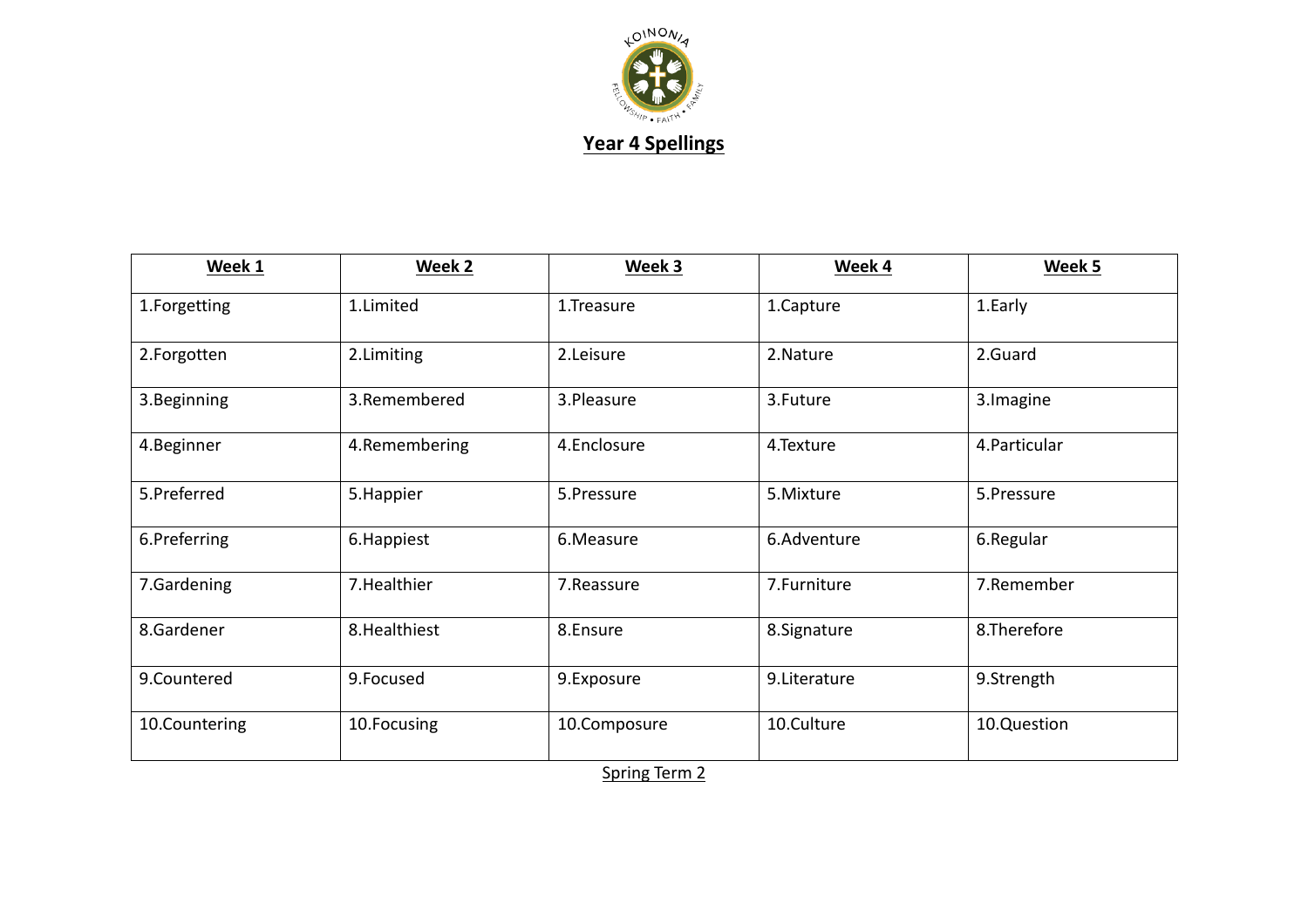## Year 4 Spellings

| Week 1 | Week 2 | Week 3 | Week 4 | Week 5 |
|---|---|---|---|---|
| 1.Forgetting | 1.Limited | 1.Treasure | 1.Capture | 1.Early |
| 2.Forgotten | 2.Limiting | 2.Leisure | 2.Nature | 2.Guard |
| 3.Beginning | 3.Remembered | 3.Pleasure | 3.Future | 3.Imagine |
| 4.Beginner | 4.Remembering | 4.Enclosure | 4.Texture | 4.Particular |
| 5.Preferred | 5.Happier | 5.Pressure | 5.Mixture | 5.Pressure |
| 6.Preferring | 6.Happiest | 6.Measure | 6.Adventure | 6.Regular |
| 7.Gardening | 7.Healthier | 7.Reassure | 7.Furniture | 7.Remember |
| 8.Gardener | 8.Healthiest | 8.Ensure | 8.Signature | 8.Therefore |
| 9.Countered | 9.Focused | 9.Exposure | 9.Literature | 9.Strength |
| 10.Countering | 10.Focusing | 10.Composure | 10.Culture | 10.Question |

Spring Term 2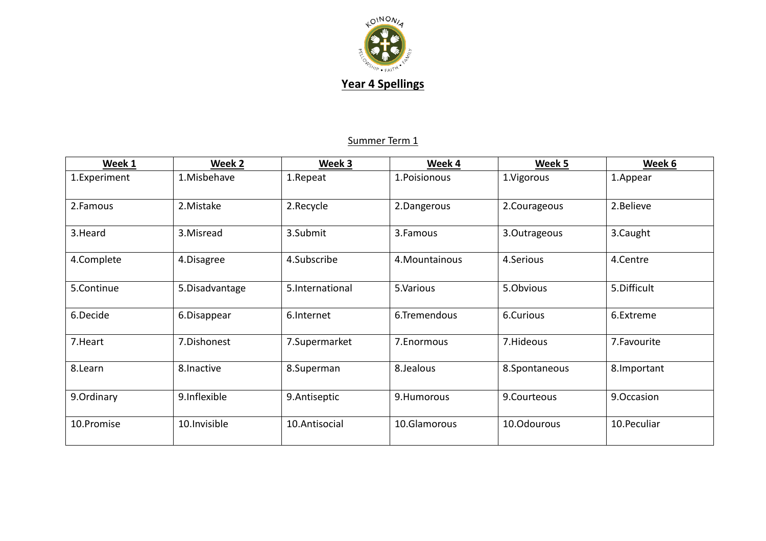## Year 4 Spellings

Summer Term 1

| Week 1 | Week 2 | Week 3 | Week 4 | Week 5 | Week 6 |
|---|---|---|---|---|---|
| 1.Experiment | 1.Misbehave | 1.Repeat | 1.Poisionous | 1.Vigorous | 1.Appear |
| 2.Famous | 2.Mistake | 2.Recycle | 2.Dangerous | 2.Courageous | 2.Believe |
| 3.Heard | 3.Misread | 3.Submit | 3.Famous | 3.Outrageous | 3.Caught |
| 4.Complete | 4.Disagree | 4.Subscribe | 4.Mountainous | 4.Serious | 4.Centre |
| 5.Continue | 5.Disadvantage | 5.International | 5.Various | 5.Obvious | 5.Difficult |
| 6.Decide | 6.Disappear | 6.Internet | 6.Tremendous | 6.Curious | 6.Extreme |
| 7.Heart | 7.Dishonest | 7.Supermarket | 7.Enormous | 7.Hideous | 7.Favourite |
| 8.Learn | 8.Inactive | 8.Superman | 8.Jealous | 8.Spontaneous | 8.Important |
| 9.Ordinary | 9.Inflexible | 9.Antiseptic | 9.Humorous | 9.Courteous | 9.Occasion |
| 10.Promise | 10.Invisible | 10.Antisocial | 10.Glamorous | 10.Odourous | 10.Peculiar |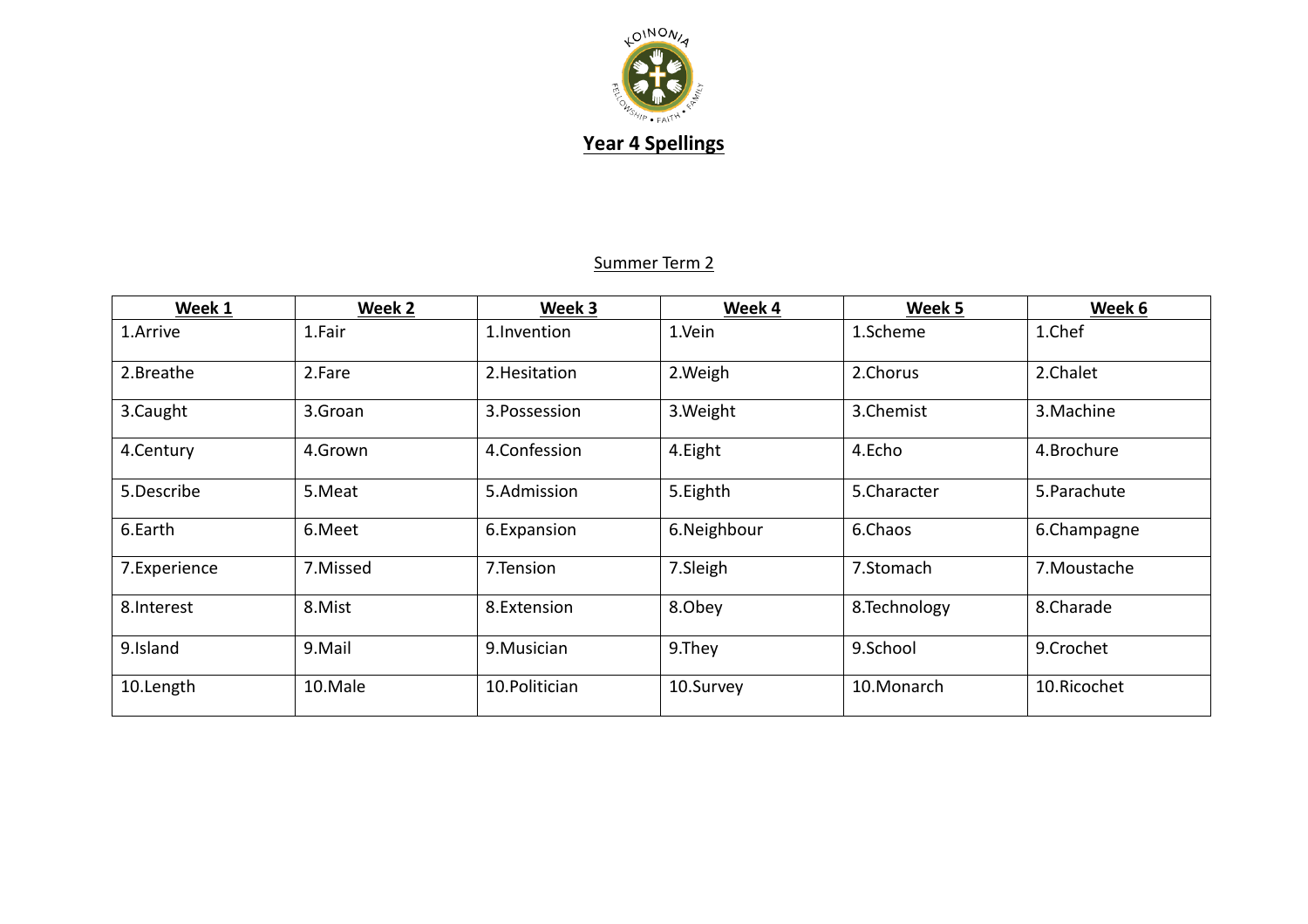# Year 4 Spellings

## Summer Term 2

| Week 1 | Week 2 | Week 3 | Week 4 | Week 5 | Week 6 |
|---|---|---|---|---|---|
| 1.Arrive | 1.Fair | 1.Invention | 1.Vein | 1.Scheme | 1.Chef |
| 2.Breathe | 2.Fare | 2.Hesitation | 2.Weigh | 2.Chorus | 2.Chalet |
| 3.Caught | 3.Groan | 3.Possession | 3.Weight | 3.Chemist | 3.Machine |
| 4.Century | 4.Grown | 4.Confession | 4.Eight | 4.Echo | 4.Brochure |
| 5.Describe | 5.Meat | 5.Admission | 5.Eighth | 5.Character | 5.Parachute |
| 6.Earth | 6.Meet | 6.Expansion | 6.Neighbour | 6.Chaos | 6.Champagne |
| 7.Experience | 7.Missed | 7.Tension | 7.Sleigh | 7.Stomach | 7.Moustache |
| 8.Interest | 8.Mist | 8.Extension | 8.Obey | 8.Technology | 8.Charade |
| 9.Island | 9.Mail | 9.Musician | 9.They | 9.School | 9.Crochet |
| 10.Length | 10.Male | 10.Politician | 10.Survey | 10.Monarch | 10.Ricochet |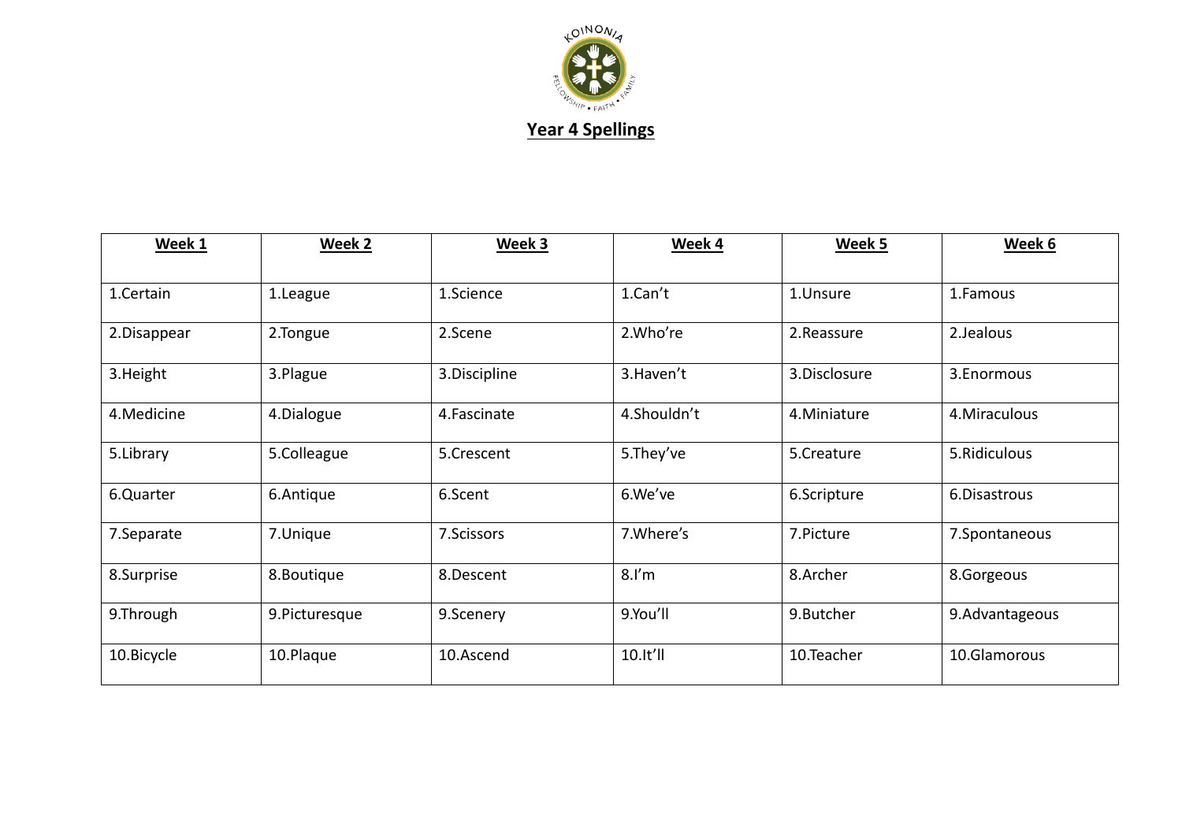## Year 4 Spellings

| Week 1 | Week 2 | Week 3 | Week 4 | Week 5 | Week 6 |
|---|---|---|---|---|---|
| 1.Certain | 1.League | 1.Science | 1.Can't | 1.Unsure | 1.Famous |
| 2.Disappear | 2.Tongue | 2.Scene | 2.Who're | 2.Reassure | 2.Jealous |
| 3.Height | 3.Plague | 3.Discipline | 3.Haven't | 3.Disclosure | 3.Enormous |
| 4.Medicine | 4.Dialogue | 4.Fascinate | 4.Shouldn't | 4.Miniature | 4.Miraculous |
| 5.Library | 5.Colleague | 5.Crescent | 5.They've | 5.Creature | 5.Ridiculous |
| 6.Quarter | 6.Antique | 6.Scent | 6.We've | 6.Scripture | 6.Disastrous |
| 7.Separate | 7.Unique | 7.Scissors | 7.Where's | 7.Picture | 7.Spontaneous |
| 8.Surprise | 8.Boutique | 8.Descent | 8.I'm | 8.Archer | 8.Gorgeous |
| 9.Through | 9.Picturesque | 9.Scenery | 9.You'll | 9.Butcher | 9.Advantageous |
| 10.Bicycle | 10.Plaque | 10.Ascend | 10.It'll | 10.Teacher | 10.Glamorous |